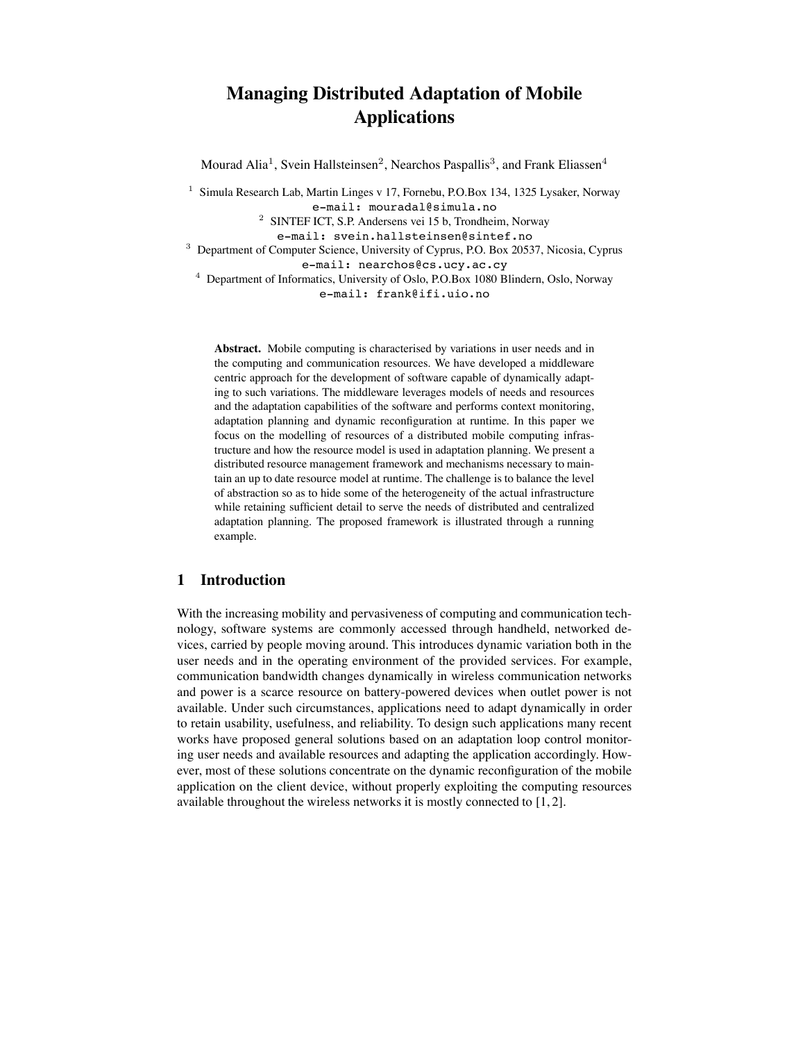# Managing Distributed Adaptation of Mobile Applications

Mourad Alia[1], Svein Hallsteinsen[2], Nearchos Paspallis[3], and Frank Eliassen[4]

[1] Simula Research Lab, Martin Linges v 17, Fornebu, P.O.Box 134, 1325 Lysaker, Norway
e-mail: mouradal@simula.no

[2] SINTEF ICT, S.P. Andersens vei 15 b, Trondheim, Norway
e-mail: svein.hallsteinsen@sintef.no

[3] Department of Computer Science, University of Cyprus, P.O. Box 20537, Nicosia, Cyprus
e-mail: nearchos@cs.ucy.ac.cy

[4] Department of Informatics, University of Oslo, P.O.Box 1080 Blindern, Oslo, Norway
e-mail: frank@ifi.uio.no

**Abstract.** Mobile computing is characterised by variations in user needs and in the computing and communication resources. We have developed a middleware centric approach for the development of software capable of dynamically adapting to such variations. The middleware leverages models of needs and resources and the adaptation capabilities of the software and performs context monitoring, adaptation planning and dynamic reconfiguration at runtime. In this paper we focus on the modelling of resources of a distributed mobile computing infrastructure and how the resource model is used in adaptation planning. We present a distributed resource management framework and mechanisms necessary to maintain an up to date resource model at runtime. The challenge is to balance the level of abstraction so as to hide some of the heterogeneity of the actual infrastructure while retaining sufficient detail to serve the needs of distributed and centralized adaptation planning. The proposed framework is illustrated through a running example.

## 1 Introduction

With the increasing mobility and pervasiveness of computing and communication technology, software systems are commonly accessed through handheld, networked devices, carried by people moving around. This introduces dynamic variation both in the user needs and in the operating environment of the provided services. For example, communication bandwidth changes dynamically in wireless communication networks and power is a scarce resource on battery-powered devices when outlet power is not available. Under such circumstances, applications need to adapt dynamically in order to retain usability, usefulness, and reliability. To design such applications many recent works have proposed general solutions based on an adaptation loop control monitoring user needs and available resources and adapting the application accordingly. However, most of these solutions concentrate on the dynamic reconfiguration of the mobile application on the client device, without properly exploiting the computing resources available throughout the wireless networks it is mostly connected to [1, 2].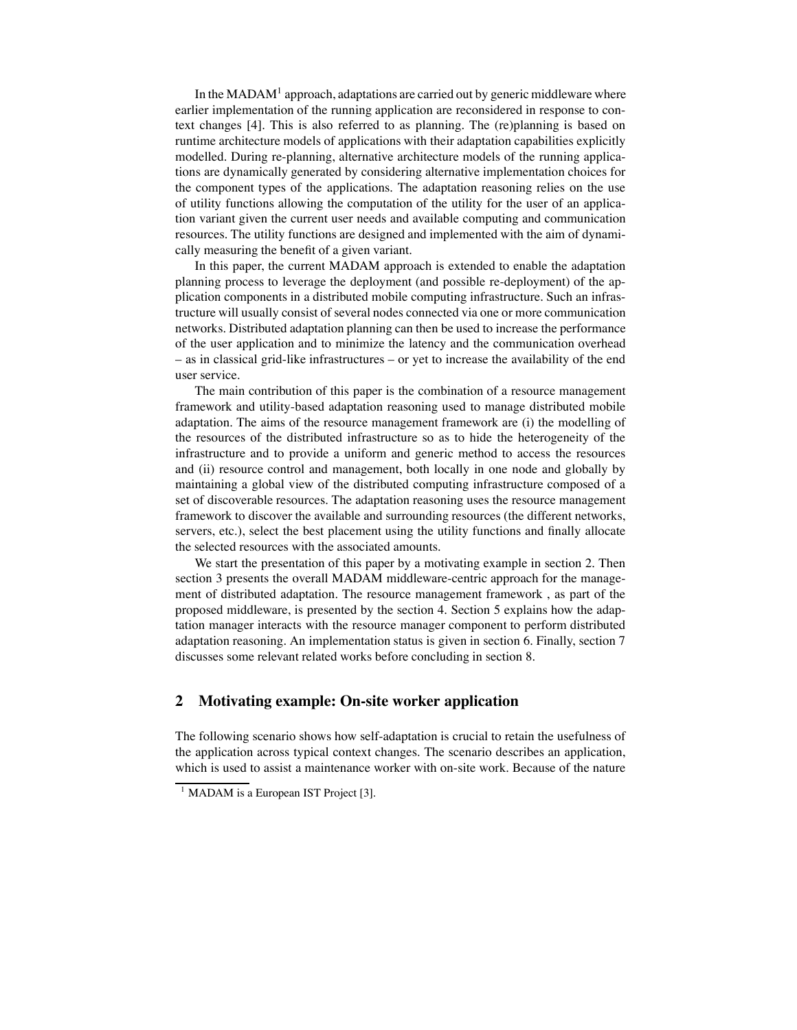In the MADAM[1] approach, adaptations are carried out by generic middleware where earlier implementation of the running application are reconsidered in response to context changes [4]. This is also referred to as planning. The (re)planning is based on runtime architecture models of applications with their adaptation capabilities explicitly modelled. During re-planning, alternative architecture models of the running applications are dynamically generated by considering alternative implementation choices for the component types of the applications. The adaptation reasoning relies on the use of utility functions allowing the computation of the utility for the user of an application variant given the current user needs and available computing and communication resources. The utility functions are designed and implemented with the aim of dynamically measuring the benefit of a given variant.

In this paper, the current MADAM approach is extended to enable the adaptation planning process to leverage the deployment (and possible re-deployment) of the application components in a distributed mobile computing infrastructure. Such an infrastructure will usually consist of several nodes connected via one or more communication networks. Distributed adaptation planning can then be used to increase the performance of the user application and to minimize the latency and the communication overhead – as in classical grid-like infrastructures – or yet to increase the availability of the end user service.

The main contribution of this paper is the combination of a resource management framework and utility-based adaptation reasoning used to manage distributed mobile adaptation. The aims of the resource management framework are (i) the modelling of the resources of the distributed infrastructure so as to hide the heterogeneity of the infrastructure and to provide a uniform and generic method to access the resources and (ii) resource control and management, both locally in one node and globally by maintaining a global view of the distributed computing infrastructure composed of a set of discoverable resources. The adaptation reasoning uses the resource management framework to discover the available and surrounding resources (the different networks, servers, etc.), select the best placement using the utility functions and finally allocate the selected resources with the associated amounts.

We start the presentation of this paper by a motivating example in section 2. Then section 3 presents the overall MADAM middleware-centric approach for the management of distributed adaptation. The resource management framework , as part of the proposed middleware, is presented by the section 4. Section 5 explains how the adaptation manager interacts with the resource manager component to perform distributed adaptation reasoning. An implementation status is given in section 6. Finally, section 7 discusses some relevant related works before concluding in section 8.

## 2 Motivating example: On-site worker application

The following scenario shows how self-adaptation is crucial to retain the usefulness of the application across typical context changes. The scenario describes an application, which is used to assist a maintenance worker with on-site work. Because of the nature

[1] MADAM is a European IST Project [3].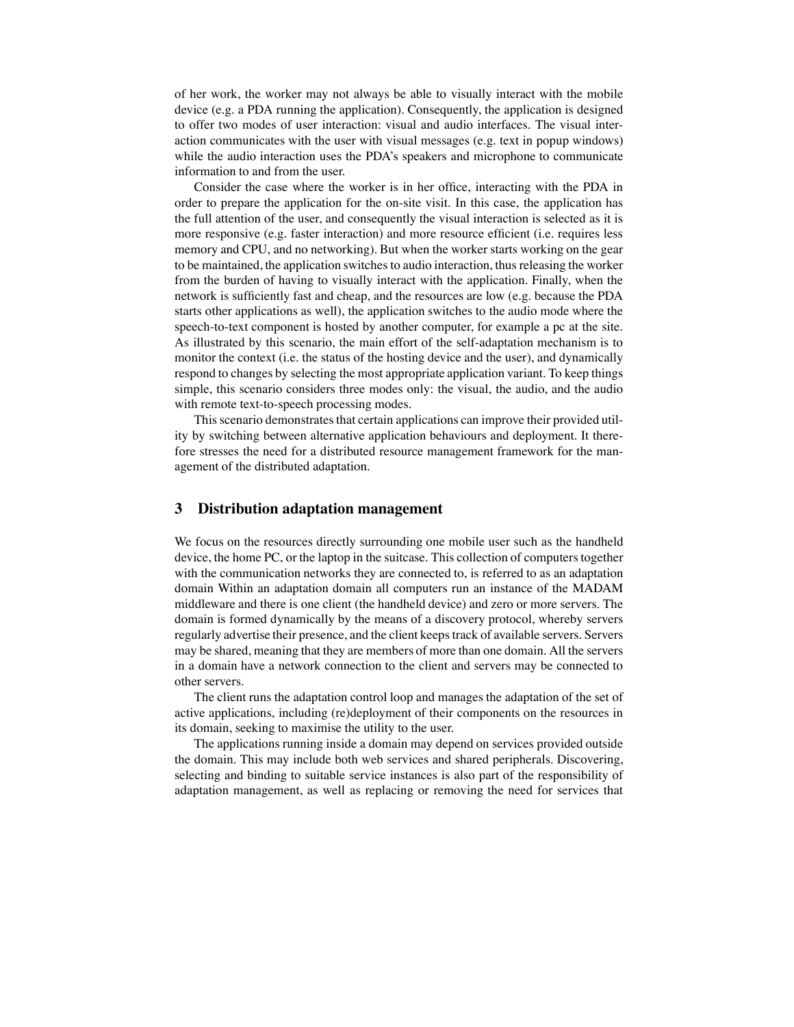of her work, the worker may not always be able to visually interact with the mobile device (e.g. a PDA running the application). Consequently, the application is designed to offer two modes of user interaction: visual and audio interfaces. The visual interaction communicates with the user with visual messages (e.g. text in popup windows) while the audio interaction uses the PDA's speakers and microphone to communicate information to and from the user.

Consider the case where the worker is in her office, interacting with the PDA in order to prepare the application for the on-site visit. In this case, the application has the full attention of the user, and consequently the visual interaction is selected as it is more responsive (e.g. faster interaction) and more resource efficient (i.e. requires less memory and CPU, and no networking). But when the worker starts working on the gear to be maintained, the application switches to audio interaction, thus releasing the worker from the burden of having to visually interact with the application. Finally, when the network is sufficiently fast and cheap, and the resources are low (e.g. because the PDA starts other applications as well), the application switches to the audio mode where the speech-to-text component is hosted by another computer, for example a pc at the site. As illustrated by this scenario, the main effort of the self-adaptation mechanism is to monitor the context (i.e. the status of the hosting device and the user), and dynamically respond to changes by selecting the most appropriate application variant. To keep things simple, this scenario considers three modes only: the visual, the audio, and the audio with remote text-to-speech processing modes.

This scenario demonstrates that certain applications can improve their provided utility by switching between alternative application behaviours and deployment. It therefore stresses the need for a distributed resource management framework for the management of the distributed adaptation.

## 3 Distribution adaptation management

We focus on the resources directly surrounding one mobile user such as the handheld device, the home PC, or the laptop in the suitcase. This collection of computers together with the communication networks they are connected to, is referred to as an adaptation domain Within an adaptation domain all computers run an instance of the MADAM middleware and there is one client (the handheld device) and zero or more servers. The domain is formed dynamically by the means of a discovery protocol, whereby servers regularly advertise their presence, and the client keeps track of available servers. Servers may be shared, meaning that they are members of more than one domain. All the servers in a domain have a network connection to the client and servers may be connected to other servers.

The client runs the adaptation control loop and manages the adaptation of the set of active applications, including (re)deployment of their components on the resources in its domain, seeking to maximise the utility to the user.

The applications running inside a domain may depend on services provided outside the domain. This may include both web services and shared peripherals. Discovering, selecting and binding to suitable service instances is also part of the responsibility of adaptation management, as well as replacing or removing the need for services that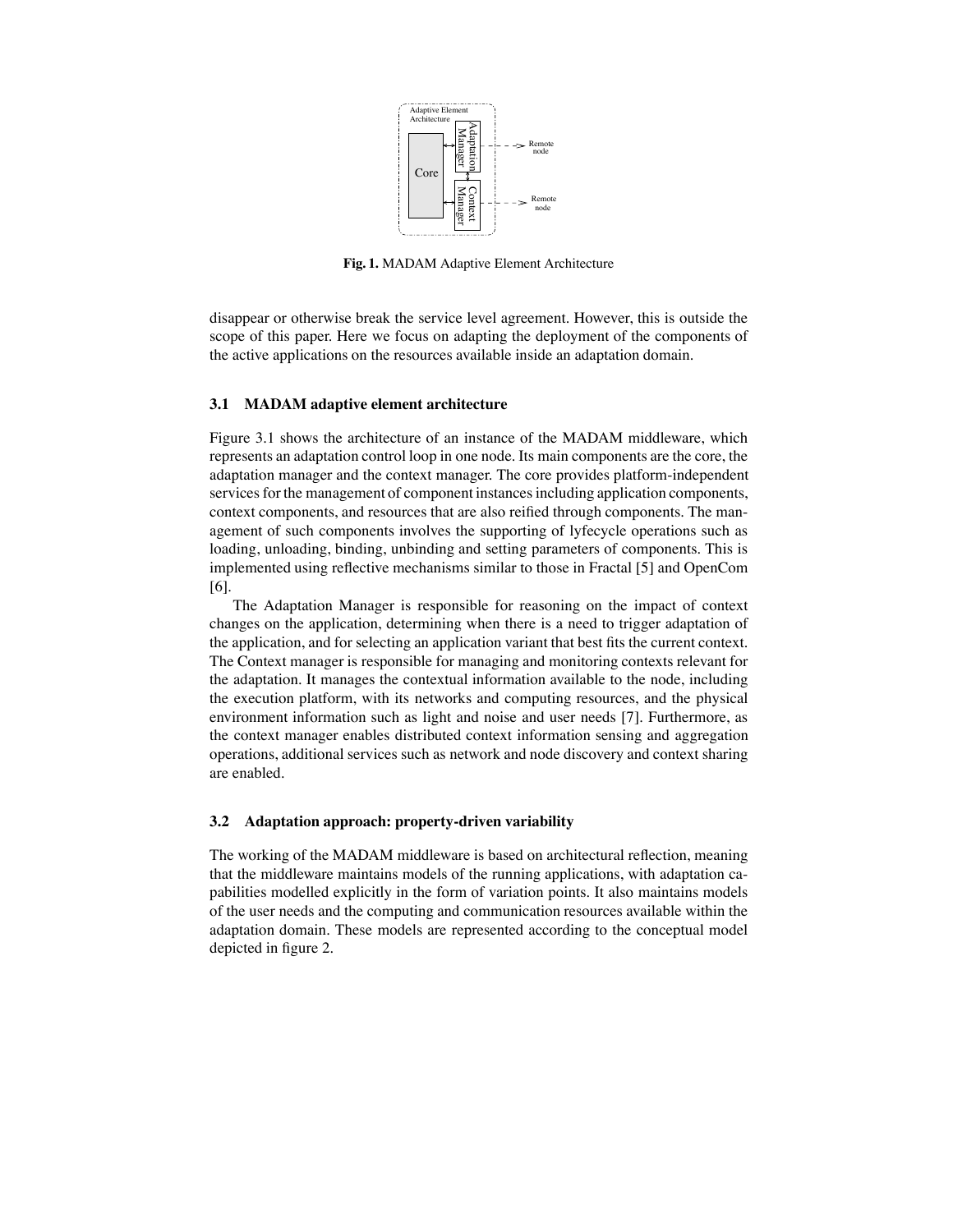Adaptive Element Architecture

Core

Adaptation Manager

Context Manager

Remote node

Remote node

**Fig. 1.** MADAM Adaptive Element Architecture

disappear or otherwise break the service level agreement. However, this is outside the scope of this paper. Here we focus on adapting the deployment of the components of the active applications on the resources available inside an adaptation domain.

### 3.1 MADAM adaptive element architecture

Figure 3.1 shows the architecture of an instance of the MADAM middleware, which represents an adaptation control loop in one node. Its main components are the core, the adaptation manager and the context manager. The core provides platform-independent services for the management of component instances including application components, context components, and resources that are also reified through components. The management of such components involves the supporting of lyfecycle operations such as loading, unloading, binding, unbinding and setting parameters of components. This is implemented using reflective mechanisms similar to those in Fractal [5] and OpenCom [6].

The Adaptation Manager is responsible for reasoning on the impact of context changes on the application, determining when there is a need to trigger adaptation of the application, and for selecting an application variant that best fits the current context. The Context manager is responsible for managing and monitoring contexts relevant for the adaptation. It manages the contextual information available to the node, including the execution platform, with its networks and computing resources, and the physical environment information such as light and noise and user needs [7]. Furthermore, as the context manager enables distributed context information sensing and aggregation operations, additional services such as network and node discovery and context sharing are enabled.

### 3.2 Adaptation approach: property-driven variability

The working of the MADAM middleware is based on architectural reflection, meaning that the middleware maintains models of the running applications, with adaptation capabilities modelled explicitly in the form of variation points. It also maintains models of the user needs and the computing and communication resources available within the adaptation domain. These models are represented according to the conceptual model depicted in figure 2.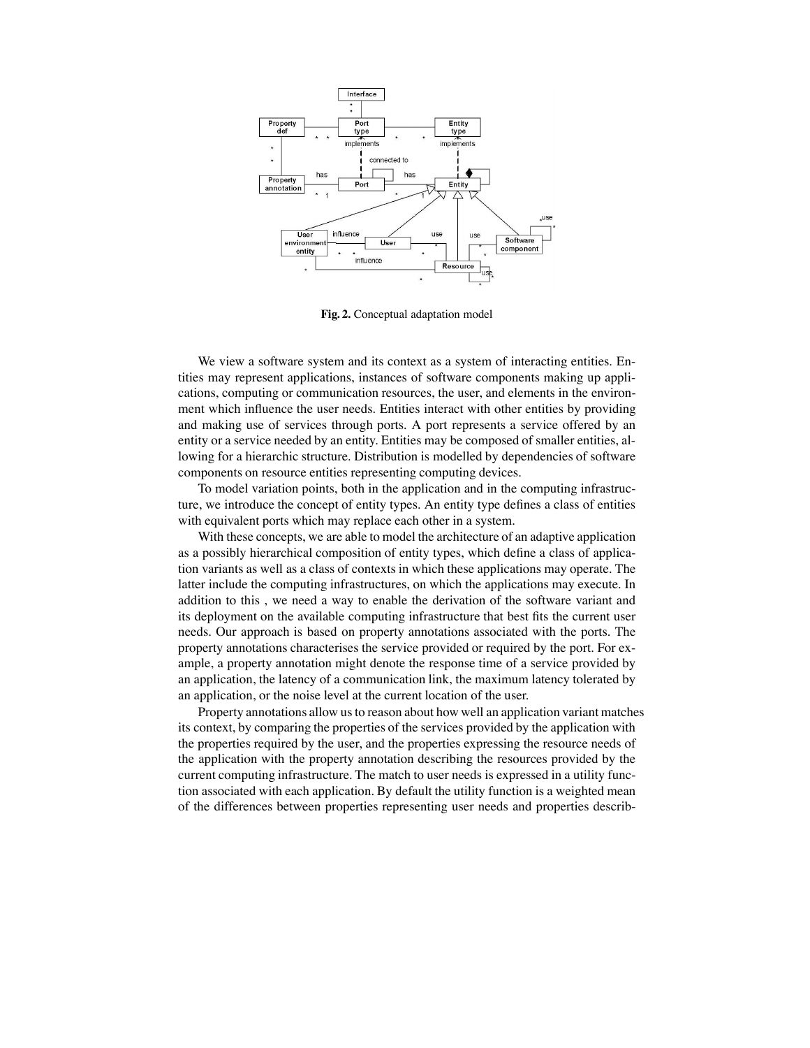Interface

Port type

Property def

Entity type

implements

implements

connected to

has

has

Property annotation

Port

Entity

User environment entity

influence

User

use

use

Software component

use

Resource

use

influence

Fig. 2. Conceptual adaptation model

We view a software system and its context as a system of interacting entities. Entities may represent applications, instances of software components making up applications, computing or communication resources, the user, and elements in the environment which influence the user needs. Entities interact with other entities by providing and making use of services through ports. A port represents a service offered by an entity or a service needed by an entity. Entities may be composed of smaller entities, allowing for a hierarchic structure. Distribution is modelled by dependencies of software components on resource entities representing computing devices.

To model variation points, both in the application and in the computing infrastructure, we introduce the concept of entity types. An entity type defines a class of entities with equivalent ports which may replace each other in a system.

With these concepts, we are able to model the architecture of an adaptive application as a possibly hierarchical composition of entity types, which define a class of application variants as well as a class of contexts in which these applications may operate. The latter include the computing infrastructures, on which the applications may execute. In addition to this , we need a way to enable the derivation of the software variant and its deployment on the available computing infrastructure that best fits the current user needs. Our approach is based on property annotations associated with the ports. The property annotations characterises the service provided or required by the port. For example, a property annotation might denote the response time of a service provided by an application, the latency of a communication link, the maximum latency tolerated by an application, or the noise level at the current location of the user.

Property annotations allow us to reason about how well an application variant matches its context, by comparing the properties of the services provided by the application with the properties required by the user, and the properties expressing the resource needs of the application with the property annotation describing the resources provided by the current computing infrastructure. The match to user needs is expressed in a utility function associated with each application. By default the utility function is a weighted mean of the differences between properties representing user needs and properties describ-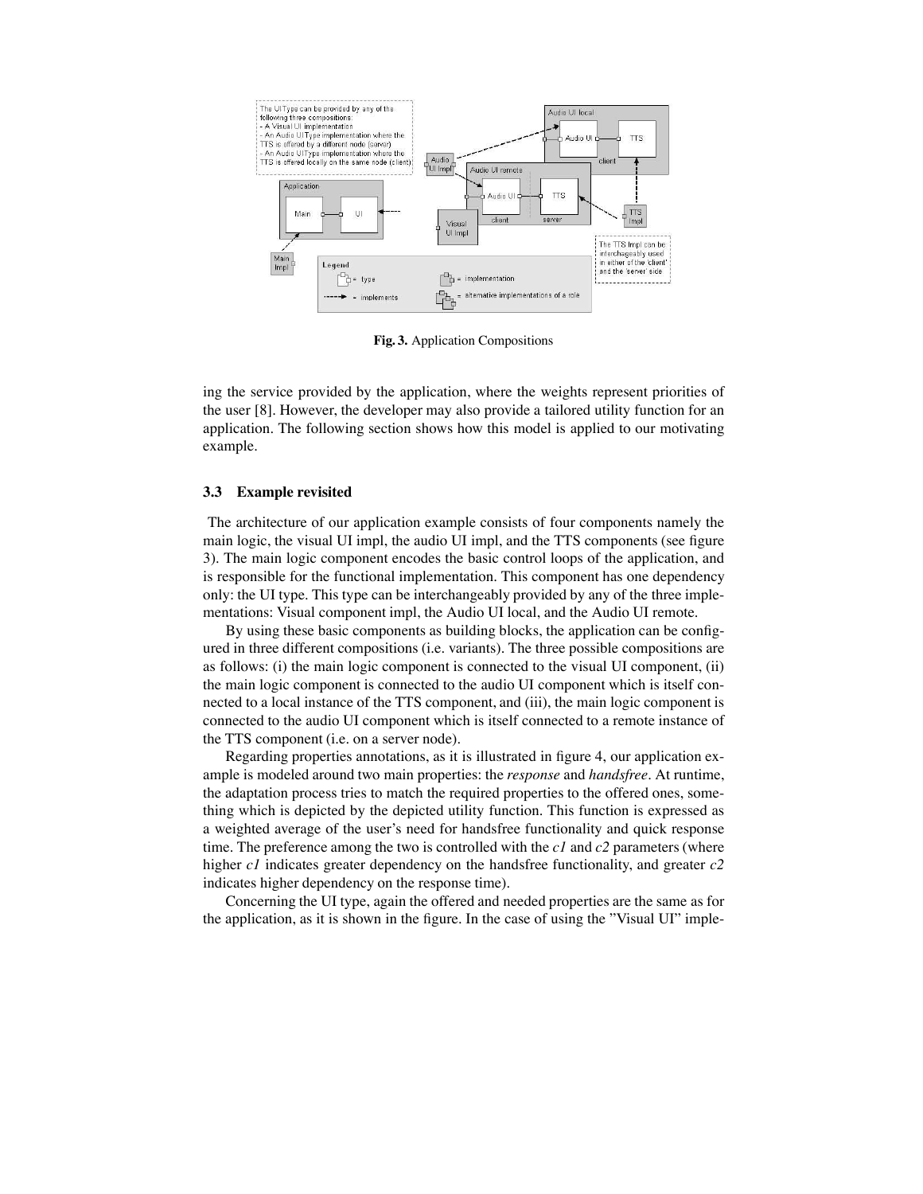**Fig. 3.** Application Compositions

ing the service provided by the application, where the weights represent priorities of the user [8]. However, the developer may also provide a tailored utility function for an application. The following section shows how this model is applied to our motivating example.

### 3.3 Example revisited

The architecture of our application example consists of four components namely the main logic, the visual UI impl, the audio UI impl, and the TTS components (see figure 3). The main logic component encodes the basic control loops of the application, and is responsible for the functional implementation. This component has one dependency only: the UI type. This type can be interchangeably provided by any of the three implementations: Visual component impl, the Audio UI local, and the Audio UI remote.

By using these basic components as building blocks, the application can be configured in three different compositions (i.e. variants). The three possible compositions are as follows: (i) the main logic component is connected to the visual UI component, (ii) the main logic component is connected to the audio UI component which is itself connected to a local instance of the TTS component, and (iii), the main logic component is connected to the audio UI component which is itself connected to a remote instance of the TTS component (i.e. on a server node).

Regarding properties annotations, as it is illustrated in figure 4, our application example is modeled around two main properties: the *response* and *handsfree*. At runtime, the adaptation process tries to match the required properties to the offered ones, something which is depicted by the depicted utility function. This function is expressed as a weighted average of the user's need for handsfree functionality and quick response time. The preference among the two is controlled with the *c1* and *c2* parameters (where higher *c1* indicates greater dependency on the handsfree functionality, and greater *c2* indicates higher dependency on the response time).

Concerning the UI type, again the offered and needed properties are the same as for the application, as it is shown in the figure. In the case of using the "Visual UI" imple-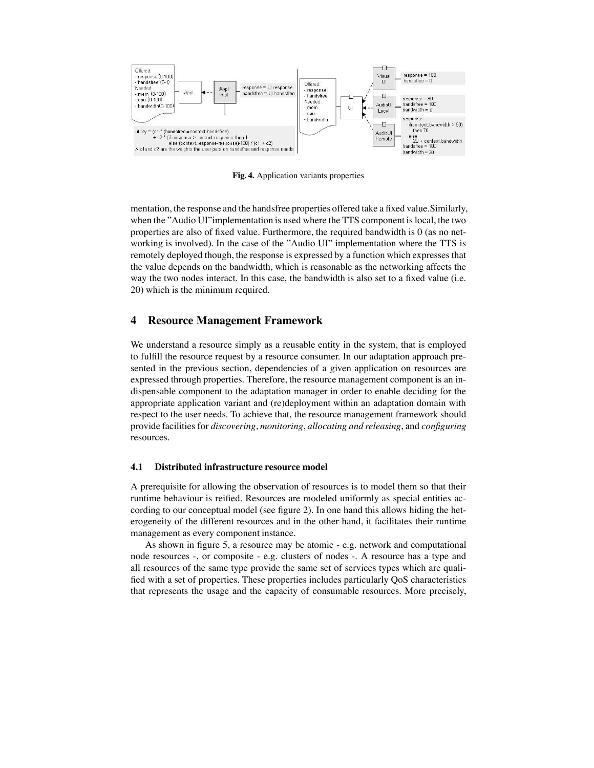**Fig. 4.** Application variants properties

mentation, the response and the handsfree properties offered take a fixed value.Similarly, when the "Audio UI"implementation is used where the TTS component is local, the two properties are also of fixed value. Furthermore, the required bandwidth is 0 (as no networking is involved). In the case of the "Audio UI" implementation where the TTS is remotely deployed though, the response is expressed by a function which expresses that the value depends on the bandwidth, which is reasonable as the networking affects the way the two nodes interact. In this case, the bandwidth is also set to a fixed value (i.e. 20) which is the minimum required.

## 4 Resource Management Framework

We understand a resource simply as a reusable entity in the system, that is employed to fulfill the resource request by a resource consumer. In our adaptation approach presented in the previous section, dependencies of a given application on resources are expressed through properties. Therefore, the resource management component is an indispensable component to the adaptation manager in order to enable deciding for the appropriate application variant and (re)deployment within an adaptation domain with respect to the user needs. To achieve that, the resource management framework should provide facilities for *discovering*, *monitoring*, *allocating and releasing*, and *configuring* resources.

### 4.1 Distributed infrastructure resource model

A prerequisite for allowing the observation of resources is to model them so that their runtime behaviour is reified. Resources are modeled uniformly as special entities according to our conceptual model (see figure 2). In one hand this allows hiding the heterogeneity of the different resources and in the other hand, it facilitates their runtime management as every component instance.

As shown in figure 5, a resource may be atomic - e.g. network and computational node resources -, or composite - e.g. clusters of nodes -. A resource has a type and all resources of the same type provide the same set of services types which are qualified with a set of properties. These properties includes particularly QoS characteristics that represents the usage and the capacity of consumable resources. More precisely,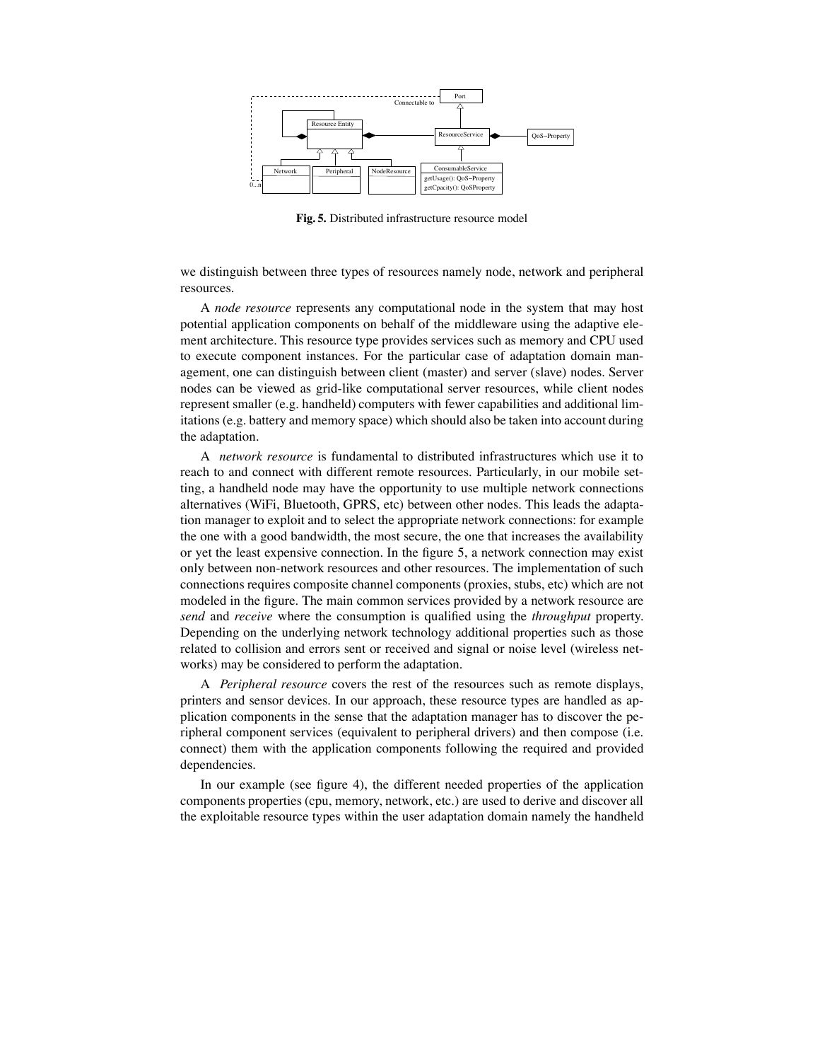Fig. 5. Distributed infrastructure resource model

we distinguish between three types of resources namely node, network and peripheral resources.

A *node resource* represents any computational node in the system that may host potential application components on behalf of the middleware using the adaptive element architecture. This resource type provides services such as memory and CPU used to execute component instances. For the particular case of adaptation domain management, one can distinguish between client (master) and server (slave) nodes. Server nodes can be viewed as grid-like computational server resources, while client nodes represent smaller (e.g. handheld) computers with fewer capabilities and additional limitations (e.g. battery and memory space) which should also be taken into account during the adaptation.

A *network resource* is fundamental to distributed infrastructures which use it to reach to and connect with different remote resources. Particularly, in our mobile setting, a handheld node may have the opportunity to use multiple network connections alternatives (WiFi, Bluetooth, GPRS, etc) between other nodes. This leads the adaptation manager to exploit and to select the appropriate network connections: for example the one with a good bandwidth, the most secure, the one that increases the availability or yet the least expensive connection. In the figure 5, a network connection may exist only between non-network resources and other resources. The implementation of such connections requires composite channel components (proxies, stubs, etc) which are not modeled in the figure. The main common services provided by a network resource are *send* and *receive* where the consumption is qualified using the *throughput* property. Depending on the underlying network technology additional properties such as those related to collision and errors sent or received and signal or noise level (wireless networks) may be considered to perform the adaptation.

A *Peripheral resource* covers the rest of the resources such as remote displays, printers and sensor devices. In our approach, these resource types are handled as application components in the sense that the adaptation manager has to discover the peripheral component services (equivalent to peripheral drivers) and then compose (i.e. connect) them with the application components following the required and provided dependencies.

In our example (see figure 4), the different needed properties of the application components properties (cpu, memory, network, etc.) are used to derive and discover all the exploitable resource types within the user adaptation domain namely the handheld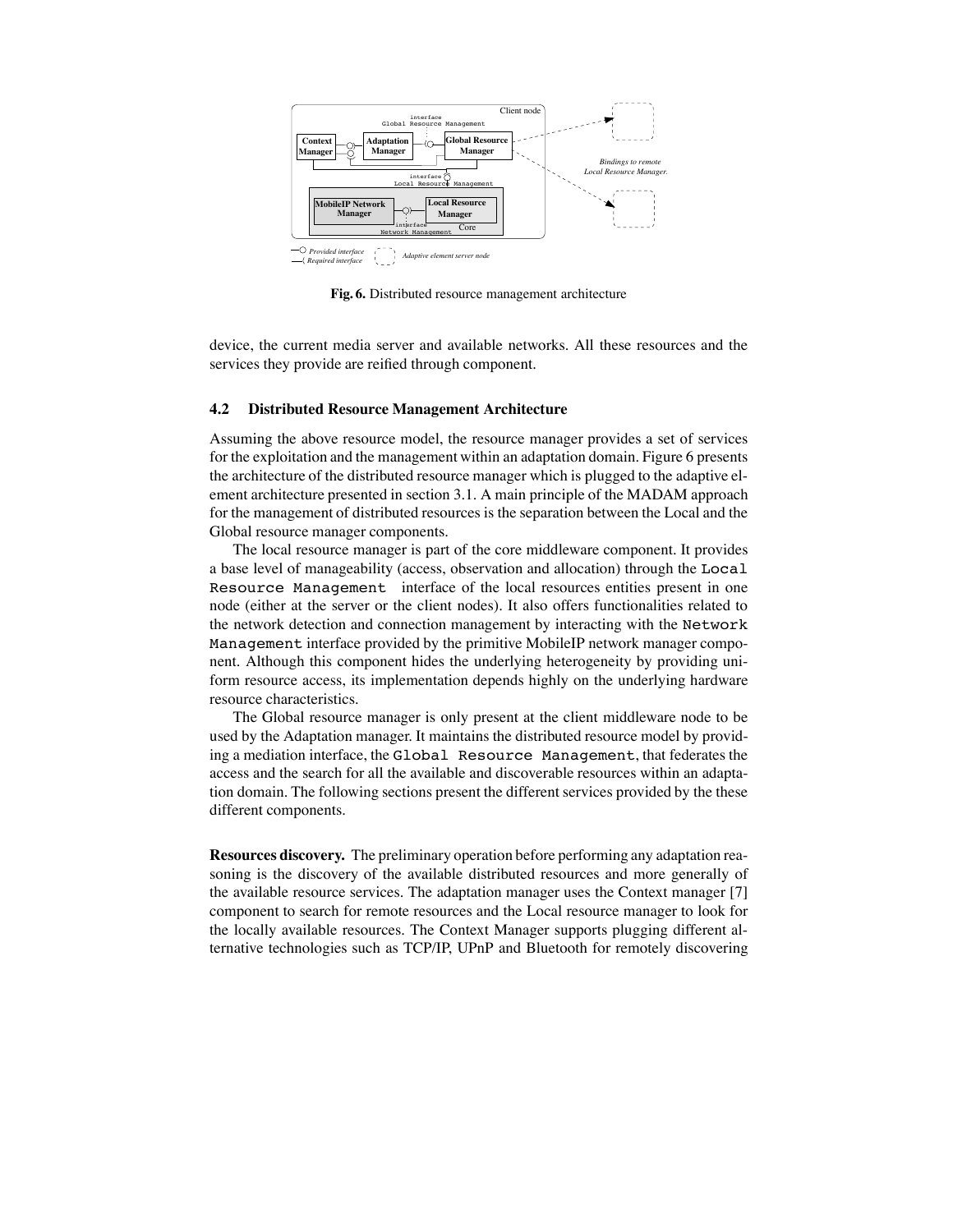Client node

interface
Global Resource Management

Context Manager

Adaptation Manager

Global Resource Manager

Bindings to remote Local Resource Manager.

interface
Local Resource Management

MobileIP Network Manager

Local Resource Manager

interface
Network Management

Core

Provided interface

Required interface

Adaptive element server node

**Fig. 6.** Distributed resource management architecture

device, the current media server and available networks. All these resources and the services they provide are reified through component.

### 4.2 Distributed Resource Management Architecture

Assuming the above resource model, the resource manager provides a set of services for the exploitation and the management within an adaptation domain. Figure 6 presents the architecture of the distributed resource manager which is plugged to the adaptive element architecture presented in section 3.1. A main principle of the MADAM approach for the management of distributed resources is the separation between the Local and the Global resource manager components.

The local resource manager is part of the core middleware component. It provides a base level of manageability (access, observation and allocation) through the `Local Resource Management` interface of the local resources entities present in one node (either at the server or the client nodes). It also offers functionalities related to the network detection and connection management by interacting with the `Network Management` interface provided by the primitive MobileIP network manager component. Although this component hides the underlying heterogeneity by providing uniform resource access, its implementation depends highly on the underlying hardware resource characteristics.

The Global resource manager is only present at the client middleware node to be used by the Adaptation manager. It maintains the distributed resource model by providing a mediation interface, the `Global Resource Management`, that federates the access and the search for all the available and discoverable resources within an adaptation domain. The following sections present the different services provided by the these different components.

**Resources discovery.** The preliminary operation before performing any adaptation reasoning is the discovery of the available distributed resources and more generally of the available resource services. The adaptation manager uses the Context manager [7] component to search for remote resources and the Local resource manager to look for the locally available resources. The Context Manager supports plugging different alternative technologies such as TCP/IP, UPnP and Bluetooth for remotely discovering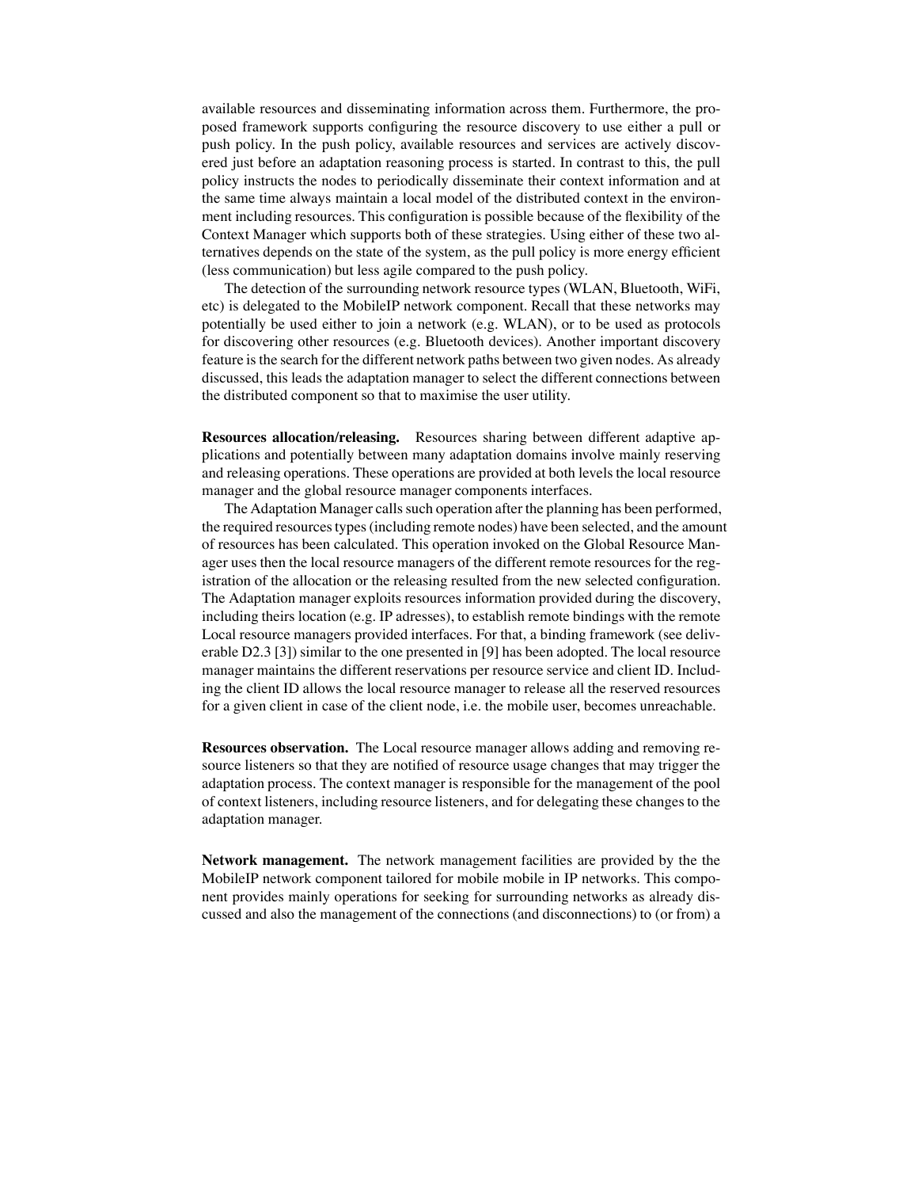available resources and disseminating information across them. Furthermore, the proposed framework supports configuring the resource discovery to use either a pull or push policy. In the push policy, available resources and services are actively discovered just before an adaptation reasoning process is started. In contrast to this, the pull policy instructs the nodes to periodically disseminate their context information and at the same time always maintain a local model of the distributed context in the environment including resources. This configuration is possible because of the flexibility of the Context Manager which supports both of these strategies. Using either of these two alternatives depends on the state of the system, as the pull policy is more energy efficient (less communication) but less agile compared to the push policy.

The detection of the surrounding network resource types (WLAN, Bluetooth, WiFi, etc) is delegated to the MobileIP network component. Recall that these networks may potentially be used either to join a network (e.g. WLAN), or to be used as protocols for discovering other resources (e.g. Bluetooth devices). Another important discovery feature is the search for the different network paths between two given nodes. As already discussed, this leads the adaptation manager to select the different connections between the distributed component so that to maximise the user utility.

**Resources allocation/releasing.** Resources sharing between different adaptive applications and potentially between many adaptation domains involve mainly reserving and releasing operations. These operations are provided at both levels the local resource manager and the global resource manager components interfaces.

The Adaptation Manager calls such operation after the planning has been performed, the required resources types (including remote nodes) have been selected, and the amount of resources has been calculated. This operation invoked on the Global Resource Manager uses then the local resource managers of the different remote resources for the registration of the allocation or the releasing resulted from the new selected configuration. The Adaptation manager exploits resources information provided during the discovery, including theirs location (e.g. IP adresses), to establish remote bindings with the remote Local resource managers provided interfaces. For that, a binding framework (see deliverable D2.3 [3]) similar to the one presented in [9] has been adopted. The local resource manager maintains the different reservations per resource service and client ID. Including the client ID allows the local resource manager to release all the reserved resources for a given client in case of the client node, i.e. the mobile user, becomes unreachable.

**Resources observation.** The Local resource manager allows adding and removing resource listeners so that they are notified of resource usage changes that may trigger the adaptation process. The context manager is responsible for the management of the pool of context listeners, including resource listeners, and for delegating these changes to the adaptation manager.

**Network management.** The network management facilities are provided by the the MobileIP network component tailored for mobile mobile in IP networks. This component provides mainly operations for seeking for surrounding networks as already discussed and also the management of the connections (and disconnections) to (or from) a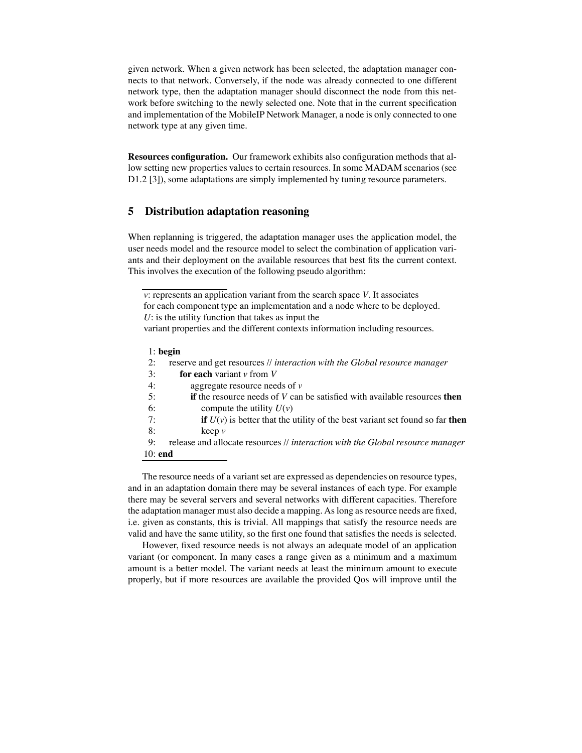given network. When a given network has been selected, the adaptation manager connects to that network. Conversely, if the node was already connected to one different network type, then the adaptation manager should disconnect the node from this network before switching to the newly selected one. Note that in the current specification and implementation of the MobileIP Network Manager, a node is only connected to one network type at any given time.

**Resources configuration.** Our framework exhibits also configuration methods that allow setting new properties values to certain resources. In some MADAM scenarios (see D1.2 [3]), some adaptations are simply implemented by tuning resource parameters.

## 5 Distribution adaptation reasoning

When replanning is triggered, the adaptation manager uses the application model, the user needs model and the resource model to select the combination of application variants and their deployment on the available resources that best fits the current context. This involves the execution of the following pseudo algorithm:

*v*: represents an application variant from the search space *V*. It associates for each component type an implementation and a node where to be deployed.
*U*: is the utility function that takes as input the variant properties and the different contexts information including resources.

```
 1: begin
 2:    reserve and get resources // interaction with the Global resource manager
 3:       for each variant v from V
 4:          aggregate resource needs of v
 5:          if the resource needs of V can be satisfied with available resources then
 6:             compute the utility U(v)
 7:             if U(v) is better that the utility of the best variant set found so far then
 8:             keep v
 9:    release and allocate resources // interaction with the Global resource manager
10: end
```

The resource needs of a variant set are expressed as dependencies on resource types, and in an adaptation domain there may be several instances of each type. For example there may be several servers and several networks with different capacities. Therefore the adaptation manager must also decide a mapping. As long as resource needs are fixed, i.e. given as constants, this is trivial. All mappings that satisfy the resource needs are valid and have the same utility, so the first one found that satisfies the needs is selected.

However, fixed resource needs is not always an adequate model of an application variant (or component. In many cases a range given as a minimum and a maximum amount is a better model. The variant needs at least the minimum amount to execute properly, but if more resources are available the provided Qos will improve until the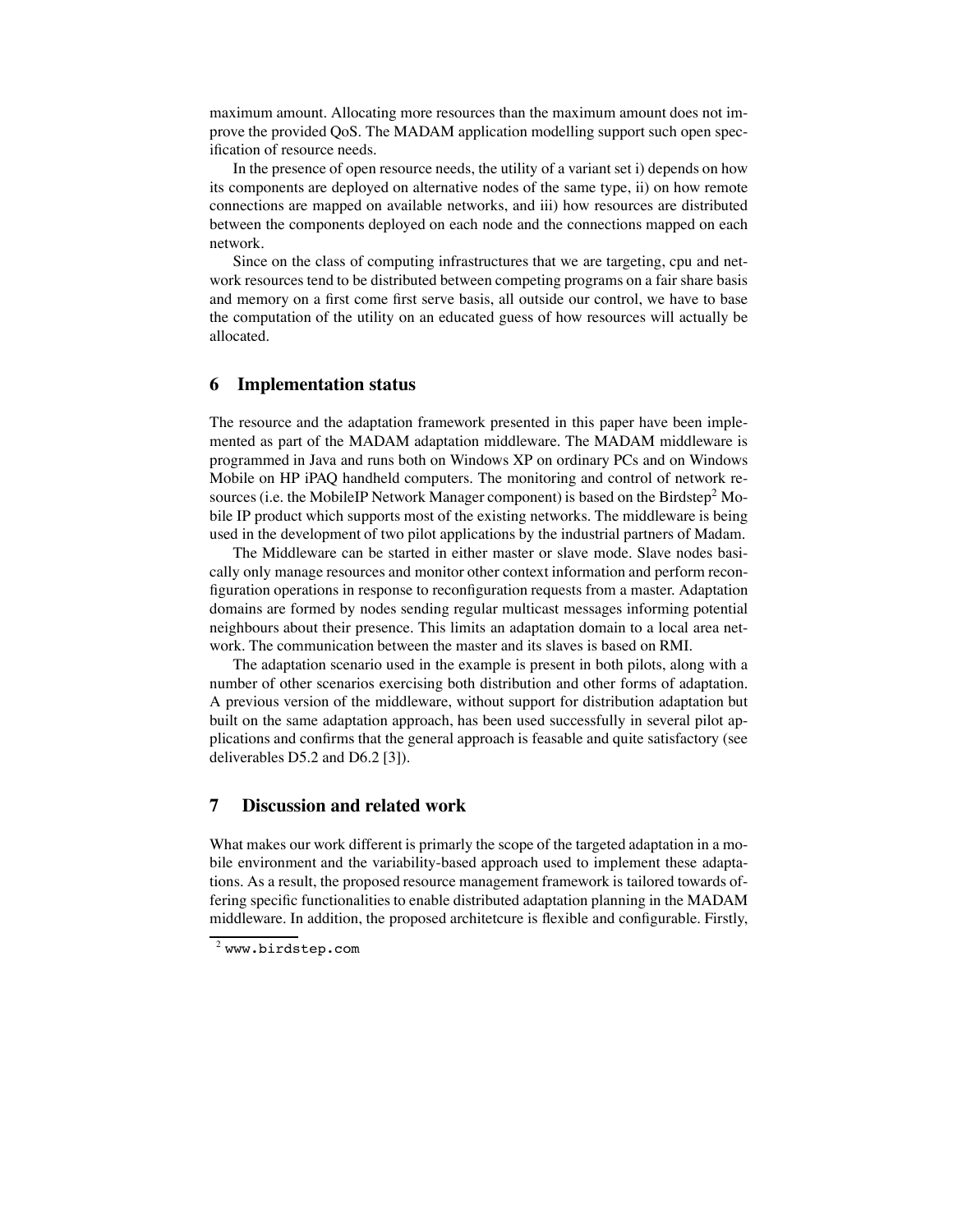maximum amount. Allocating more resources than the maximum amount does not improve the provided QoS. The MADAM application modelling support such open specification of resource needs.

In the presence of open resource needs, the utility of a variant set i) depends on how its components are deployed on alternative nodes of the same type, ii) on how remote connections are mapped on available networks, and iii) how resources are distributed between the components deployed on each node and the connections mapped on each network.

Since on the class of computing infrastructures that we are targeting, cpu and network resources tend to be distributed between competing programs on a fair share basis and memory on a first come first serve basis, all outside our control, we have to base the computation of the utility on an educated guess of how resources will actually be allocated.

## 6 Implementation status

The resource and the adaptation framework presented in this paper have been implemented as part of the MADAM adaptation middleware. The MADAM middleware is programmed in Java and runs both on Windows XP on ordinary PCs and on Windows Mobile on HP iPAQ handheld computers. The monitoring and control of network resources (i.e. the MobileIP Network Manager component) is based on the Birdstep[2] Mobile IP product which supports most of the existing networks. The middleware is being used in the development of two pilot applications by the industrial partners of Madam.

The Middleware can be started in either master or slave mode. Slave nodes basically only manage resources and monitor other context information and perform reconfiguration operations in response to reconfiguration requests from a master. Adaptation domains are formed by nodes sending regular multicast messages informing potential neighbours about their presence. This limits an adaptation domain to a local area network. The communication between the master and its slaves is based on RMI.

The adaptation scenario used in the example is present in both pilots, along with a number of other scenarios exercising both distribution and other forms of adaptation. A previous version of the middleware, without support for distribution adaptation but built on the same adaptation approach, has been used successfully in several pilot applications and confirms that the general approach is feasable and quite satisfactory (see deliverables D5.2 and D6.2 [3]).

## 7 Discussion and related work

What makes our work different is primarly the scope of the targeted adaptation in a mobile environment and the variability-based approach used to implement these adaptations. As a result, the proposed resource management framework is tailored towards offering specific functionalities to enable distributed adaptation planning in the MADAM middleware. In addition, the proposed architetcure is flexible and configurable. Firstly,

[2] www.birdstep.com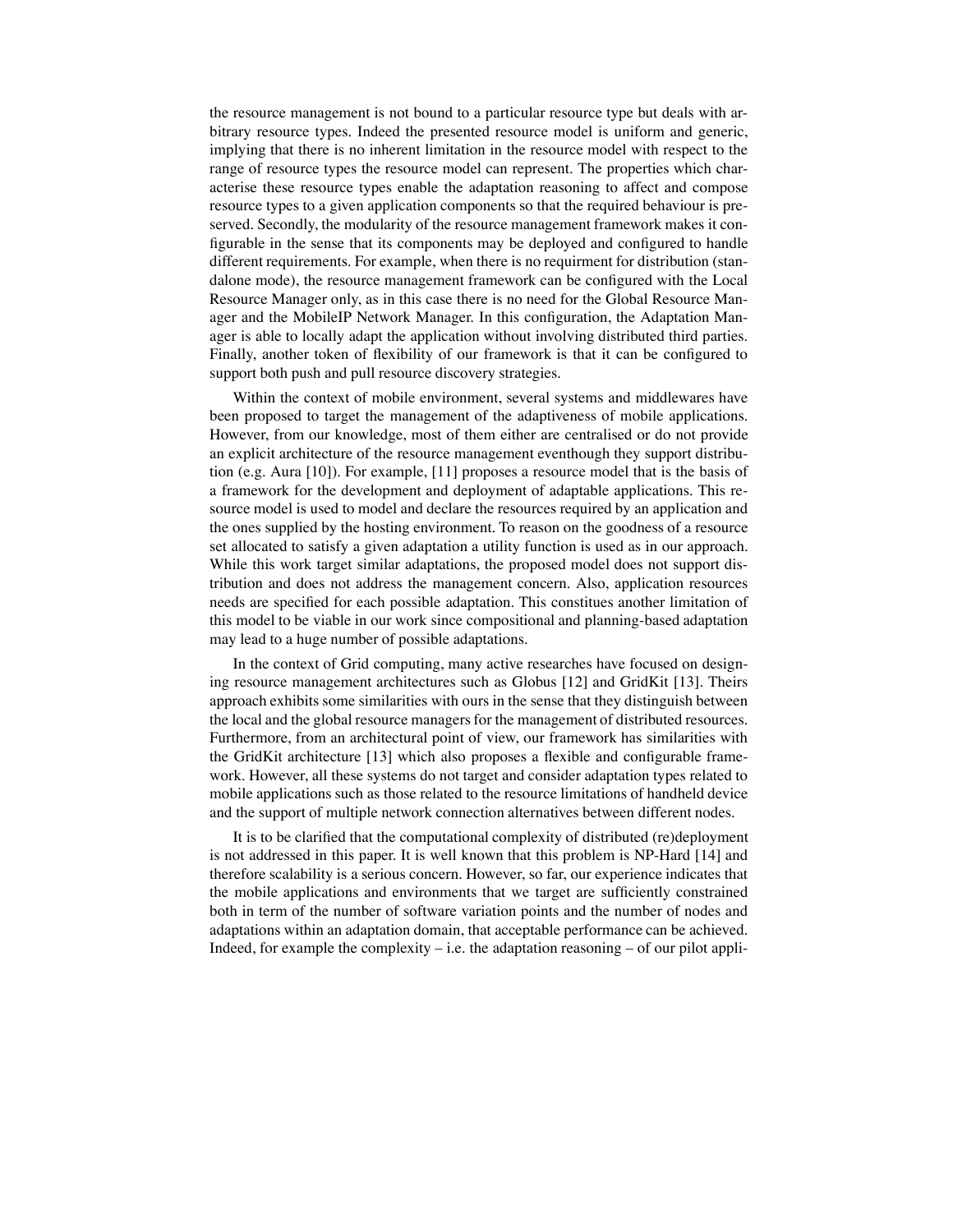the resource management is not bound to a particular resource type but deals with arbitrary resource types. Indeed the presented resource model is uniform and generic, implying that there is no inherent limitation in the resource model with respect to the range of resource types the resource model can represent. The properties which characterise these resource types enable the adaptation reasoning to affect and compose resource types to a given application components so that the required behaviour is preserved. Secondly, the modularity of the resource management framework makes it configurable in the sense that its components may be deployed and configured to handle different requirements. For example, when there is no requirment for distribution (standalone mode), the resource management framework can be configured with the Local Resource Manager only, as in this case there is no need for the Global Resource Manager and the MobileIP Network Manager. In this configuration, the Adaptation Manager is able to locally adapt the application without involving distributed third parties. Finally, another token of flexibility of our framework is that it can be configured to support both push and pull resource discovery strategies.

Within the context of mobile environment, several systems and middlewares have been proposed to target the management of the adaptiveness of mobile applications. However, from our knowledge, most of them either are centralised or do not provide an explicit architecture of the resource management eventhough they support distribution (e.g. Aura [10]). For example, [11] proposes a resource model that is the basis of a framework for the development and deployment of adaptable applications. This resource model is used to model and declare the resources required by an application and the ones supplied by the hosting environment. To reason on the goodness of a resource set allocated to satisfy a given adaptation a utility function is used as in our approach. While this work target similar adaptations, the proposed model does not support distribution and does not address the management concern. Also, application resources needs are specified for each possible adaptation. This constitues another limitation of this model to be viable in our work since compositional and planning-based adaptation may lead to a huge number of possible adaptations.

In the context of Grid computing, many active researches have focused on designing resource management architectures such as Globus [12] and GridKit [13]. Theirs approach exhibits some similarities with ours in the sense that they distinguish between the local and the global resource managers for the management of distributed resources. Furthermore, from an architectural point of view, our framework has similarities with the GridKit architecture [13] which also proposes a flexible and configurable framework. However, all these systems do not target and consider adaptation types related to mobile applications such as those related to the resource limitations of handheld device and the support of multiple network connection alternatives between different nodes.

It is to be clarified that the computational complexity of distributed (re)deployment is not addressed in this paper. It is well known that this problem is NP-Hard [14] and therefore scalability is a serious concern. However, so far, our experience indicates that the mobile applications and environments that we target are sufficiently constrained both in term of the number of software variation points and the number of nodes and adaptations within an adaptation domain, that acceptable performance can be achieved. Indeed, for example the complexity – i.e. the adaptation reasoning – of our pilot appli-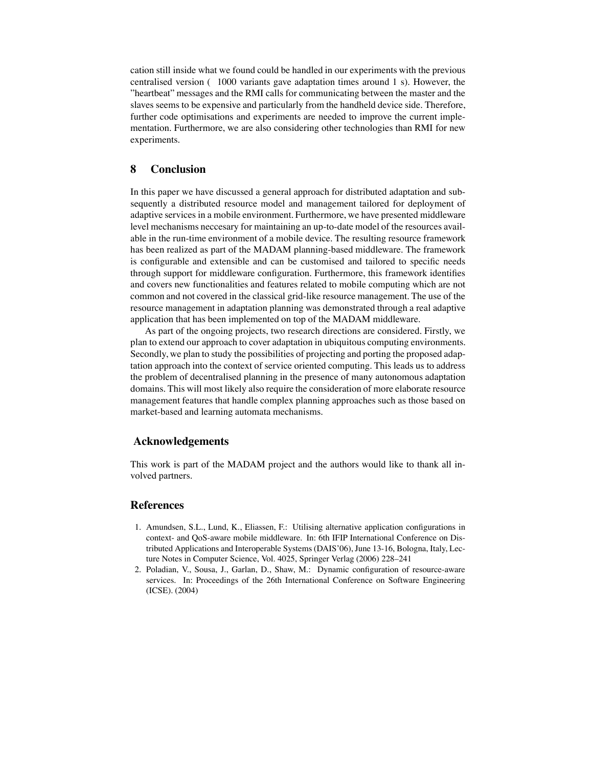cation still inside what we found could be handled in our experiments with the previous centralised version ( 1000 variants gave adaptation times around 1 s). However, the "heartbeat" messages and the RMI calls for communicating between the master and the slaves seems to be expensive and particularly from the handheld device side. Therefore, further code optimisations and experiments are needed to improve the current implementation. Furthermore, we are also considering other technologies than RMI for new experiments.

## 8 Conclusion

In this paper we have discussed a general approach for distributed adaptation and subsequently a distributed resource model and management tailored for deployment of adaptive services in a mobile environment. Furthermore, we have presented middleware level mechanisms neccesary for maintaining an up-to-date model of the resources available in the run-time environment of a mobile device. The resulting resource framework has been realized as part of the MADAM planning-based middleware. The framework is configurable and extensible and can be customised and tailored to specific needs through support for middleware configuration. Furthermore, this framework identifies and covers new functionalities and features related to mobile computing which are not common and not covered in the classical grid-like resource management. The use of the resource management in adaptation planning was demonstrated through a real adaptive application that has been implemented on top of the MADAM middleware.

As part of the ongoing projects, two research directions are considered. Firstly, we plan to extend our approach to cover adaptation in ubiquitous computing environments. Secondly, we plan to study the possibilities of projecting and porting the proposed adaptation approach into the context of service oriented computing. This leads us to address the problem of decentralised planning in the presence of many autonomous adaptation domains. This will most likely also require the consideration of more elaborate resource management features that handle complex planning approaches such as those based on market-based and learning automata mechanisms.

## Acknowledgements

This work is part of the MADAM project and the authors would like to thank all involved partners.

## References

1. Amundsen, S.L., Lund, K., Eliassen, F.: Utilising alternative application configurations in context- and QoS-aware mobile middleware. In: 6th IFIP International Conference on Distributed Applications and Interoperable Systems (DAIS'06), June 13-16, Bologna, Italy, Lecture Notes in Computer Science, Vol. 4025, Springer Verlag (2006) 228–241
2. Poladian, V., Sousa, J., Garlan, D., Shaw, M.: Dynamic configuration of resource-aware services. In: Proceedings of the 26th International Conference on Software Engineering (ICSE). (2004)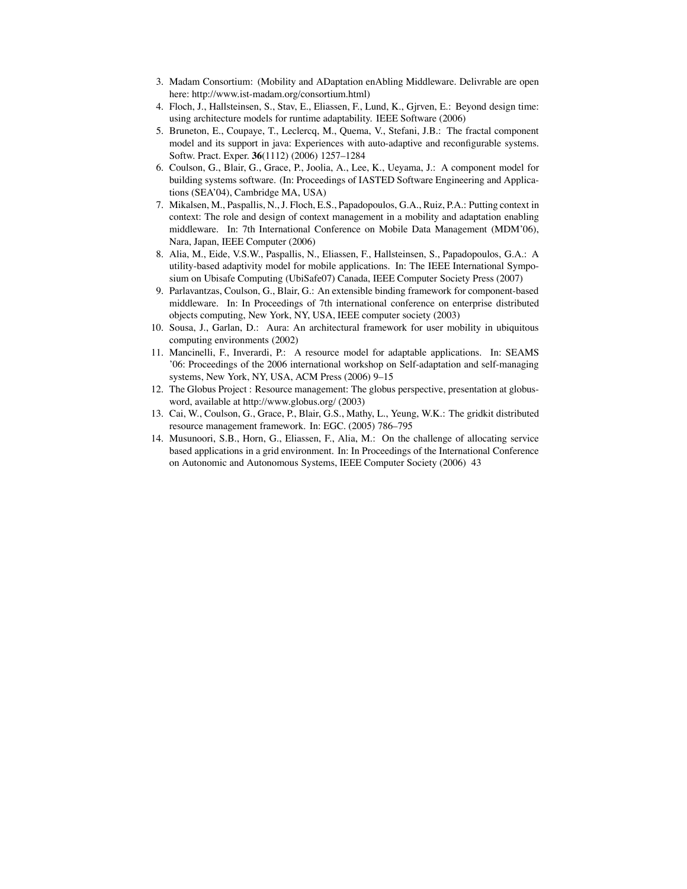3. Madam Consortium: (Mobility and ADaptation enAbling Middleware. Delivrable are open here: http://www.ist-madam.org/consortium.html)
4. Floch, J., Hallsteinsen, S., Stav, E., Eliassen, F., Lund, K., Gjrven, E.: Beyond design time: using architecture models for runtime adaptability. IEEE Software (2006)
5. Bruneton, E., Coupaye, T., Leclercq, M., Quema, V., Stefani, J.B.: The fractal component model and its support in java: Experiences with auto-adaptive and reconfigurable systems. Softw. Pract. Exper. **36**(1112) (2006) 1257–1284
6. Coulson, G., Blair, G., Grace, P., Joolia, A., Lee, K., Ueyama, J.: A component model for building systems software. (In: Proceedings of IASTED Software Engineering and Applications (SEA'04), Cambridge MA, USA)
7. Mikalsen, M., Paspallis, N., J. Floch, E.S., Papadopoulos, G.A., Ruiz, P.A.: Putting context in context: The role and design of context management in a mobility and adaptation enabling middleware. In: 7th International Conference on Mobile Data Management (MDM'06), Nara, Japan, IEEE Computer (2006)
8. Alia, M., Eide, V.S.W., Paspallis, N., Eliassen, F., Hallsteinsen, S., Papadopoulos, G.A.: A utility-based adaptivity model for mobile applications. In: The IEEE International Symposium on Ubisafe Computing (UbiSafe07) Canada, IEEE Computer Society Press (2007)
9. Parlavantzas, Coulson, G., Blair, G.: An extensible binding framework for component-based middleware. In: In Proceedings of 7th international conference on enterprise distributed objects computing, New York, NY, USA, IEEE computer society (2003)
10. Sousa, J., Garlan, D.: Aura: An architectural framework for user mobility in ubiquitous computing environments (2002)
11. Mancinelli, F., Inverardi, P.: A resource model for adaptable applications. In: SEAMS '06: Proceedings of the 2006 international workshop on Self-adaptation and self-managing systems, New York, NY, USA, ACM Press (2006) 9–15
12. The Globus Project : Resource management: The globus perspective, presentation at globusword, available at http://www.globus.org/ (2003)
13. Cai, W., Coulson, G., Grace, P., Blair, G.S., Mathy, L., Yeung, W.K.: The gridkit distributed resource management framework. In: EGC. (2005) 786–795
14. Musunoori, S.B., Horn, G., Eliassen, F., Alia, M.: On the challenge of allocating service based applications in a grid environment. In: In Proceedings of the International Conference on Autonomic and Autonomous Systems, IEEE Computer Society (2006) 43